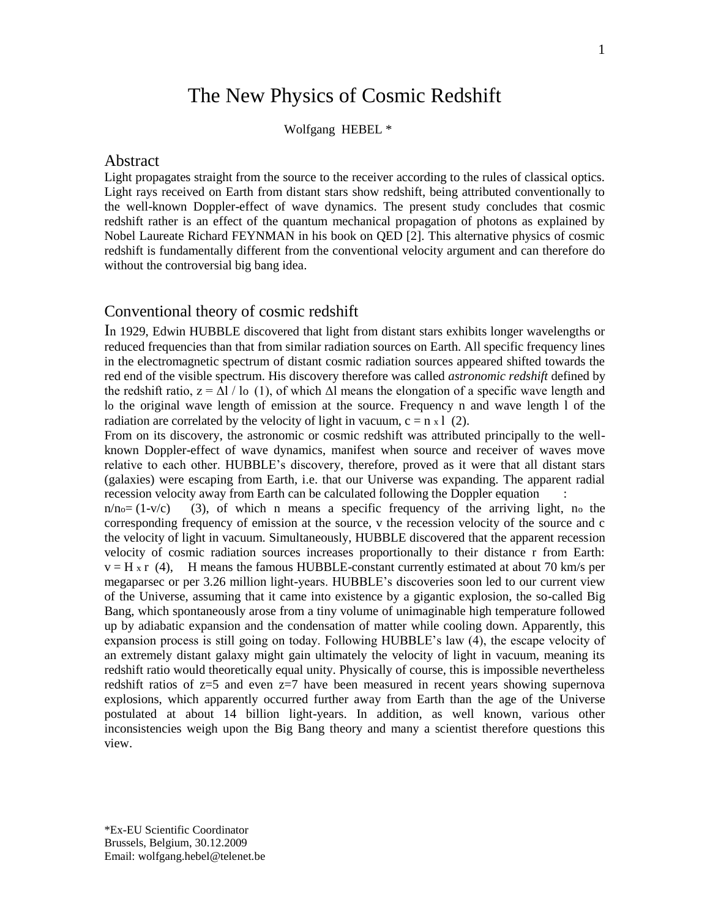# The New Physics of Cosmic Redshift

Wolfgang HEBEL *

## Abstract

Light propagates straight from the source to the receiver according to the rules of classical optics. Light rays received on Earth from distant stars show redshift, being attributed conventionally to the well-known Doppler-effect of wave dynamics. The present study concludes that cosmic redshift rather is an effect of the quantum mechanical propagation of photons as explained by Nobel Laureate Richard FEYNMAN in his book on QED [2]. This alternative physics of cosmic redshift is fundamentally different from the conventional velocity argument and can therefore do without the controversial big bang idea.

## Conventional theory of cosmic redshift

In 1929, Edwin HUBBLE discovered that light from distant stars exhibits longer wavelengths or reduced frequencies than that from similar radiation sources on Earth. All specific frequency lines in the electromagnetic spectrum of distant cosmic radiation sources appeared shifted towards the red end of the visible spectrum. His discovery therefore was called *astronomic redshift* defined by the redshift ratio, $z = \Delta l / l_o$ (1), of which $\Delta l$ means the elongation of a specific wave length and $l_o$ the original wave length of emission at the source. Frequency n and wave length l of the radiation are correlated by the velocity of light in vacuum, $c = n \times l$ (2).

From on its discovery, the astronomic or cosmic redshift was attributed principally to the well-known Doppler-effect of wave dynamics, manifest when source and receiver of waves move relative to each other. HUBBLE's discovery, therefore, proved as it were that all distant stars (galaxies) were escaping from Earth, i.e. that our Universe was expanding. The apparent radial recession velocity away from Earth can be calculated following the Doppler equation :

$n/n_o = (1-v/c)$ (3), of which n means a specific frequency of the arriving light, $n_o$ the corresponding frequency of emission at the source, v the recession velocity of the source and c the velocity of light in vacuum. Simultaneously, HUBBLE discovered that the apparent recession velocity of cosmic radiation sources increases proportionally to their distance r from Earth: $v = H \times r$ (4), H means the famous HUBBLE-constant currently estimated at about 70 km/s per megaparsec or per 3.26 million light-years. HUBBLE's discoveries soon led to our current view of the Universe, assuming that it came into existence by a gigantic explosion, the so-called Big Bang, which spontaneously arose from a tiny volume of unimaginable high temperature followed up by adiabatic expansion and the condensation of matter while cooling down. Apparently, this expansion process is still going on today. Following HUBBLE's law (4), the escape velocity of an extremely distant galaxy might gain ultimately the velocity of light in vacuum, meaning its redshift ratio would theoretically equal unity. Physically of course, this is impossible nevertheless redshift ratios of z=5 and even z=7 have been measured in recent years showing supernova explosions, which apparently occurred further away from Earth than the age of the Universe postulated at about 14 billion light-years. In addition, as well known, various other inconsistencies weigh upon the Big Bang theory and many a scientist therefore questions this view.

*Ex-EU Scientific Coordinator
Brussels, Belgium, 30.12.2009
Email: wolfgang.hebel@telenet.be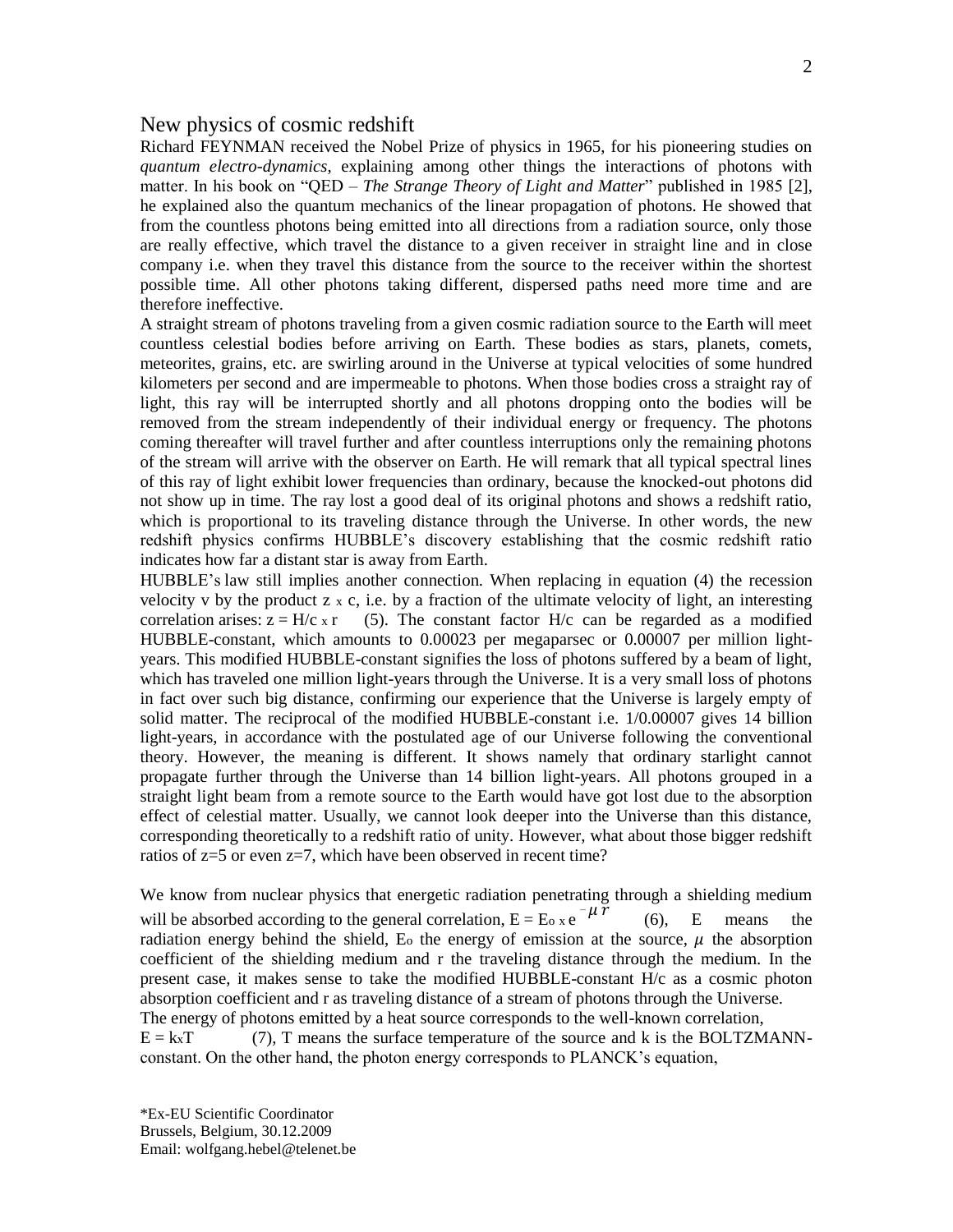## New physics of cosmic redshift

Richard FEYNMAN received the Nobel Prize of physics in 1965, for his pioneering studies on *quantum electro-dynamics*, explaining among other things the interactions of photons with matter. In his book on "QED – *The Strange Theory of Light and Matter*" published in 1985 [2], he explained also the quantum mechanics of the linear propagation of photons. He showed that from the countless photons being emitted into all directions from a radiation source, only those are really effective, which travel the distance to a given receiver in straight line and in close company i.e. when they travel this distance from the source to the receiver within the shortest possible time. All other photons taking different, dispersed paths need more time and are therefore ineffective.

A straight stream of photons traveling from a given cosmic radiation source to the Earth will meet countless celestial bodies before arriving on Earth. These bodies as stars, planets, comets, meteorites, grains, etc. are swirling around in the Universe at typical velocities of some hundred kilometers per second and are impermeable to photons. When those bodies cross a straight ray of light, this ray will be interrupted shortly and all photons dropping onto the bodies will be removed from the stream independently of their individual energy or frequency. The photons coming thereafter will travel further and after countless interruptions only the remaining photons of the stream will arrive with the observer on Earth. He will remark that all typical spectral lines of this ray of light exhibit lower frequencies than ordinary, because the knocked-out photons did not show up in time. The ray lost a good deal of its original photons and shows a redshift ratio, which is proportional to its traveling distance through the Universe. In other words, the new redshift physics confirms HUBBLE's discovery establishing that the cosmic redshift ratio indicates how far a distant star is away from Earth.

HUBBLE's law still implies another connection. When replacing in equation (4) the recession velocity v by the product $z \times c$, i.e. by a fraction of the ultimate velocity of light, an interesting correlation arises: $z = H/c \times r$ (5). The constant factor H/c can be regarded as a modified HUBBLE-constant, which amounts to 0.00023 per megaparsec or 0.00007 per million light-years. This modified HUBBLE-constant signifies the loss of photons suffered by a beam of light, which has traveled one million light-years through the Universe. It is a very small loss of photons in fact over such big distance, confirming our experience that the Universe is largely empty of solid matter. The reciprocal of the modified HUBBLE-constant i.e. 1/0.00007 gives 14 billion light-years, in accordance with the postulated age of our Universe following the conventional theory. However, the meaning is different. It shows namely that ordinary starlight cannot propagate further through the Universe than 14 billion light-years. All photons grouped in a straight light beam from a remote source to the Earth would have got lost due to the absorption effect of celestial matter. Usually, we cannot look deeper into the Universe than this distance, corresponding theoretically to a redshift ratio of unity. However, what about those bigger redshift ratios of z=5 or even z=7, which have been observed in recent time?

We know from nuclear physics that energetic radiation penetrating through a shielding medium will be absorbed according to the general correlation, $E = E_o \times e^{-\mu r}$ (6), E means the radiation energy behind the shield, $E_o$ the energy of emission at the source, $\mu$ the absorption coefficient of the shielding medium and r the traveling distance through the medium. In the present case, it makes sense to take the modified HUBBLE-constant H/c as a cosmic photon absorption coefficient and r as traveling distance of a stream of photons through the Universe.

The energy of photons emitted by a heat source corresponds to the well-known correlation, $E = k \times T$ (7), T means the surface temperature of the source and k is the BOLTZMANN-constant. On the other hand, the photon energy corresponds to PLANCK's equation,

*Ex-EU Scientific Coordinator
Brussels, Belgium, 30.12.2009
Email: wolfgang.hebel@telenet.be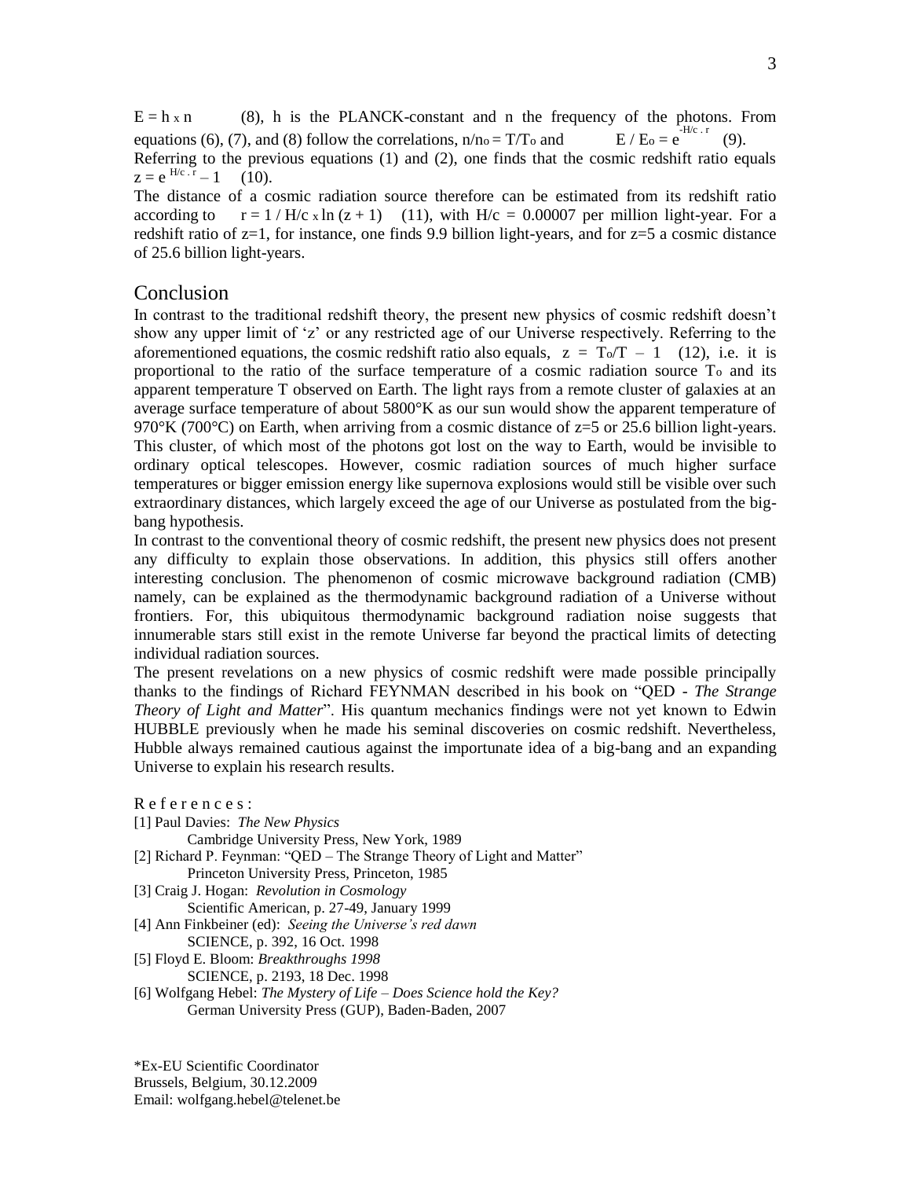$E = h \times n$ (8), h is the PLANCK-constant and n the frequency of the photons. From equations (6), (7), and (8) follow the correlations, $n/n_o = T/T_o$ and $E / E_o = e^{-H/c \cdot r}$ (9).
Referring to the previous equations (1) and (2), one finds that the cosmic redshift ratio equals $z = e^{H/c \cdot r} - 1$ (10).

The distance of a cosmic radiation source therefore can be estimated from its redshift ratio according to $r = 1 / H/c \times \ln (z + 1)$ (11), with $H/c = 0.00007$ per million light-year. For a redshift ratio of z=1, for instance, one finds 9.9 billion light-years, and for z=5 a cosmic distance of 25.6 billion light-years.

## Conclusion

In contrast to the traditional redshift theory, the present new physics of cosmic redshift doesn't show any upper limit of 'z' or any restricted age of our Universe respectively. Referring to the aforementioned equations, the cosmic redshift ratio also equals, $z = T_o/T - 1$ (12), i.e. it is proportional to the ratio of the surface temperature of a cosmic radiation source $T_o$ and its apparent temperature T observed on Earth. The light rays from a remote cluster of galaxies at an average surface temperature of about 5800°K as our sun would show the apparent temperature of 970°K (700°C) on Earth, when arriving from a cosmic distance of z=5 or 25.6 billion light-years. This cluster, of which most of the photons got lost on the way to Earth, would be invisible to ordinary optical telescopes. However, cosmic radiation sources of much higher surface temperatures or bigger emission energy like supernova explosions would still be visible over such extraordinary distances, which largely exceed the age of our Universe as postulated from the big-bang hypothesis.

In contrast to the conventional theory of cosmic redshift, the present new physics does not present any difficulty to explain those observations. In addition, this physics still offers another interesting conclusion. The phenomenon of cosmic microwave background radiation (CMB) namely, can be explained as the thermodynamic background radiation of a Universe without frontiers. For, this ubiquitous thermodynamic background radiation noise suggests that innumerable stars still exist in the remote Universe far beyond the practical limits of detecting individual radiation sources.

The present revelations on a new physics of cosmic redshift were made possible principally thanks to the findings of Richard FEYNMAN described in his book on "QED - *The Strange Theory of Light and Matter*". His quantum mechanics findings were not yet known to Edwin HUBBLE previously when he made his seminal discoveries on cosmic redshift. Nevertheless, Hubble always remained cautious against the importunate idea of a big-bang and an expanding Universe to explain his research results.

R e f e r e n c e s :

[1] Paul Davies: *The New Physics*
Cambridge University Press, New York, 1989

[2] Richard P. Feynman: "QED – The Strange Theory of Light and Matter"
Princeton University Press, Princeton, 1985

[3] Craig J. Hogan: *Revolution in Cosmology*
Scientific American, p. 27-49, January 1999

[4] Ann Finkbeiner (ed): *Seeing the Universe's red dawn*
SCIENCE, p. 392, 16 Oct. 1998

[5] Floyd E. Bloom: *Breakthroughs 1998*
SCIENCE, p. 2193, 18 Dec. 1998

[6] Wolfgang Hebel: *The Mystery of Life – Does Science hold the Key?*
German University Press (GUP), Baden-Baden, 2007

*Ex-EU Scientific Coordinator
Brussels, Belgium, 30.12.2009
Email: wolfgang.hebel@telenet.be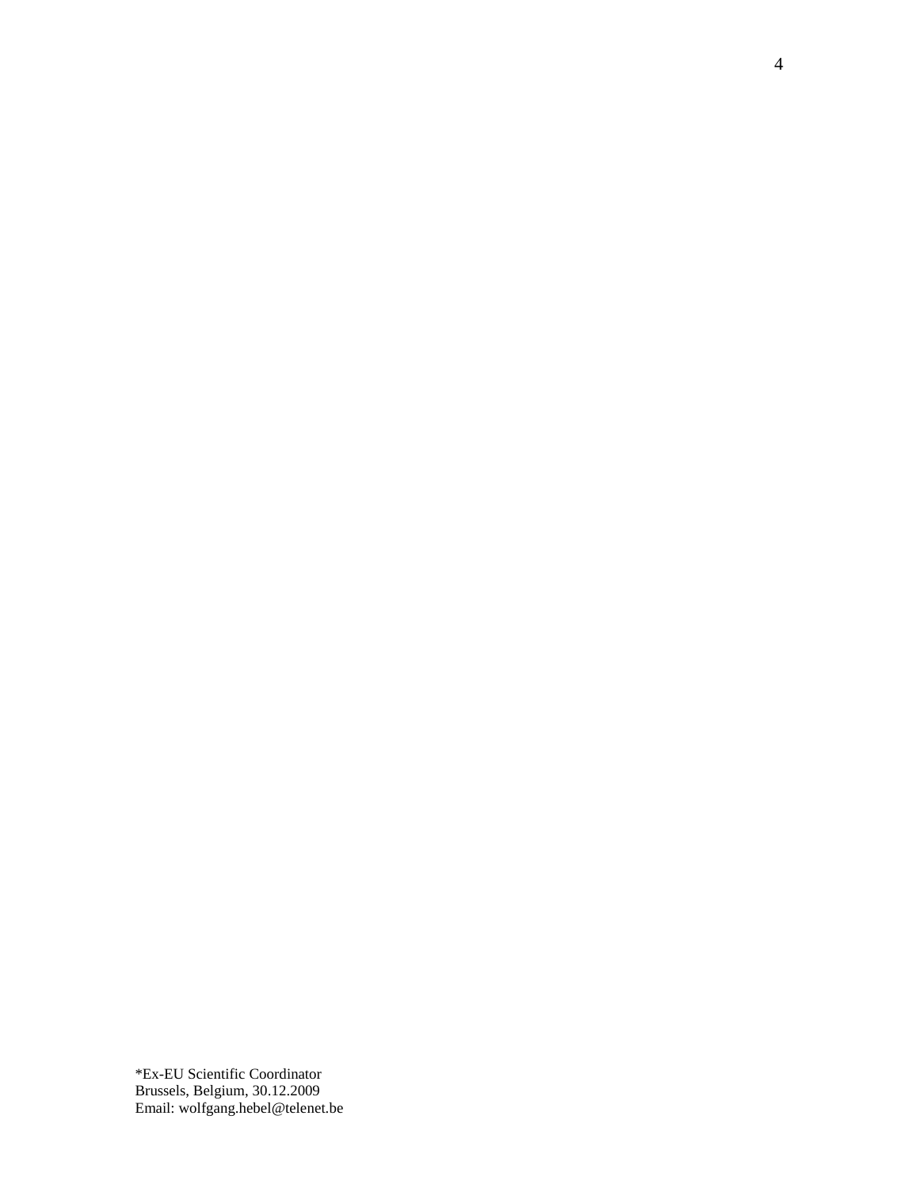*Ex-EU Scientific Coordinator
Brussels, Belgium, 30.12.2009
Email: wolfgang.hebel@telenet.be